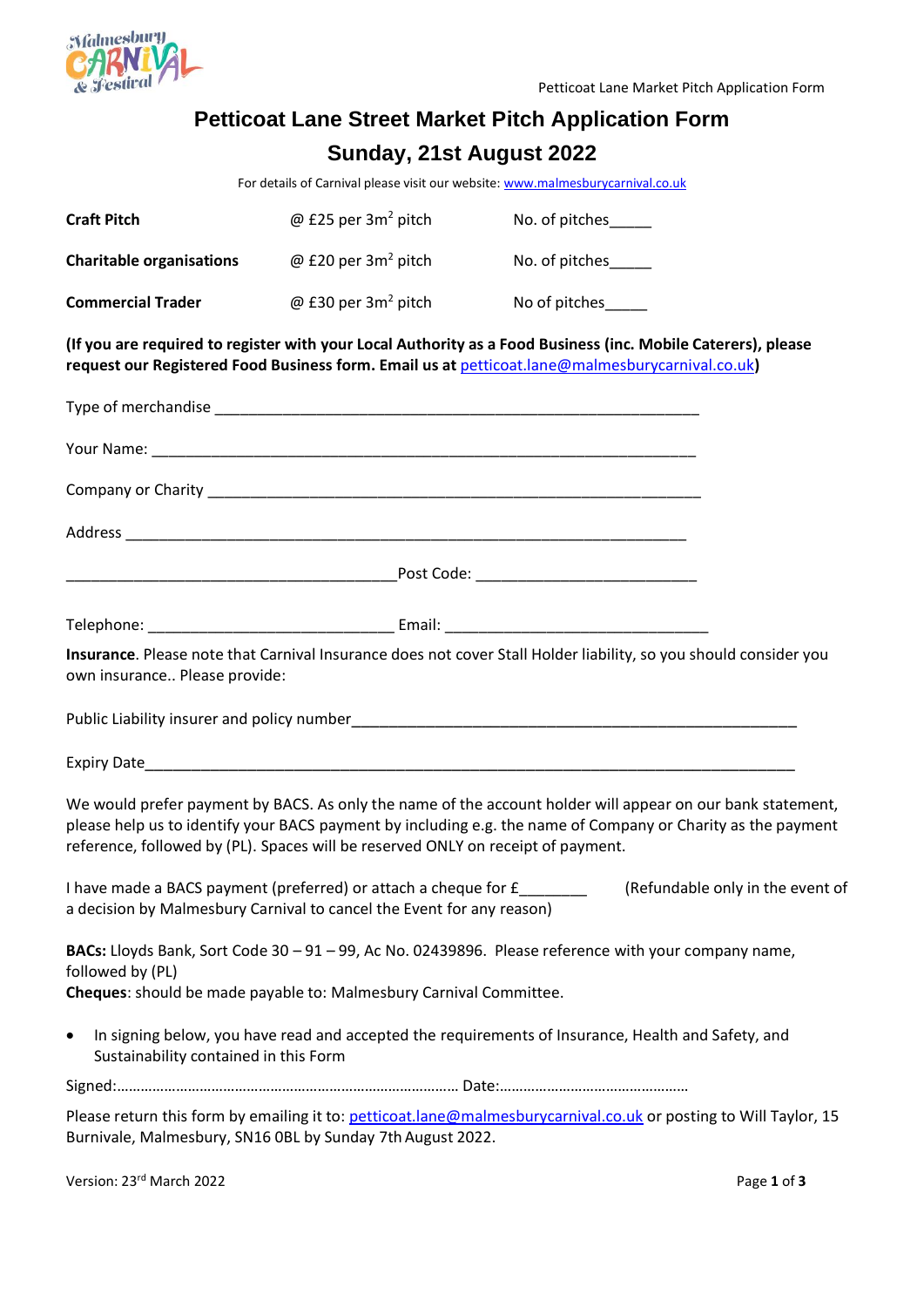# Petticoat Lane Street Market Pitch Application Form

## Sunday, 21st August 2022

For details of Carnival please visit our website: www.malmesburycarnival.co.uk

| | | |
|---|---|---|
| **Craft Pitch** | @ £25 per $3m^2$ pitch | No. of pitches_____ |
| **Charitable organisations** | @ £20 per $3m^2$ pitch | No. of pitches_____ |
| **Commercial Trader** | @ £30 per $3m^2$ pitch | No of pitches_____ |

**(If you are required to register with your Local Authority as a Food Business (inc. Mobile Caterers), please request our Registered Food Business form. Email us at petticoat.lane@malmesburycarnival.co.uk)**

Type of merchandise ___________________________________________________________

Your Name: ____________________________________________________________________

Company or Charity ____________________________________________________________

Address _______________________________________________________________________

________________________________________ Post Code: __________________________

Telephone: _____________________________ Email: ________________________________

**Insurance**. Please note that Carnival Insurance does not cover Stall Holder liability, so you should consider you own insurance.. Please provide:

Public Liability insurer and policy number_________________________________________________________

Expiry Date_____________________________________________________________________________

We would prefer payment by BACS. As only the name of the account holder will appear on our bank statement, please help us to identify your BACS payment by including e.g. the name of Company or Charity as the payment reference, followed by (PL). Spaces will be reserved ONLY on receipt of payment.

I have made a BACS payment (preferred) or attach a cheque for £________ (Refundable only in the event of a decision by Malmesbury Carnival to cancel the Event for any reason)

**BACs:** Lloyds Bank, Sort Code 30 – 91 – 99, Ac No. 02439896. Please reference with your company name, followed by (PL)
**Cheques**: should be made payable to: Malmesbury Carnival Committee.

- In signing below, you have read and accepted the requirements of Insurance, Health and Safety, and Sustainability contained in this Form

Signed:…………………………………………………………………………… Date:…………………………………………

Please return this form by emailing it to: petticoat.lane@malmesburycarnival.co.uk or posting to Will Taylor, 15 Burnivale, Malmesbury, SN16 0BL by Sunday 7th August 2022.

Version: 23rd March 2022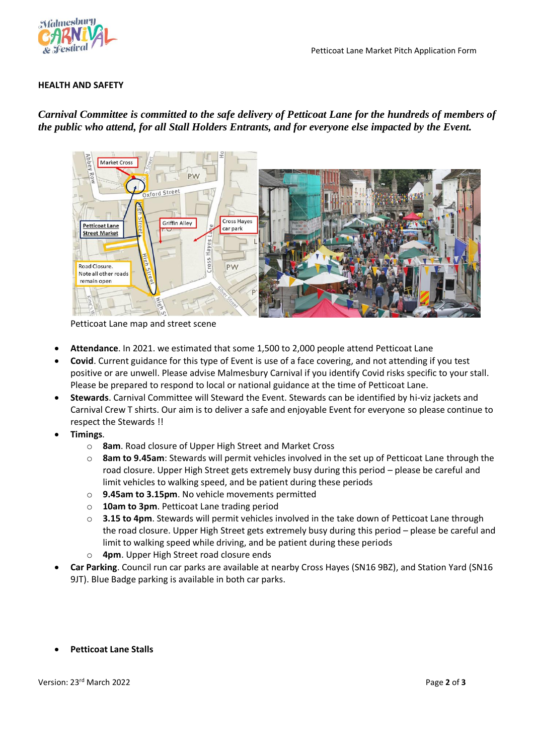## HEALTH AND SAFETY

***Carnival Committee is committed to the safe delivery of Petticoat Lane for the hundreds of members of the public who attend, for all Stall Holders Entrants, and for everyone else impacted by the Event.***

Petticoat Lane map and street scene

- **Attendance**. In 2021. we estimated that some 1,500 to 2,000 people attend Petticoat Lane
- **Covid**. Current guidance for this type of Event is use of a face covering, and not attending if you test positive or are unwell. Please advise Malmesbury Carnival if you identify Covid risks specific to your stall. Please be prepared to respond to local or national guidance at the time of Petticoat Lane.
- **Stewards**. Carnival Committee will Steward the Event. Stewards can be identified by hi-viz jackets and Carnival Crew T shirts. Our aim is to deliver a safe and enjoyable Event for everyone so please continue to respect the Stewards !!
- **Timings**.
  - **8am**. Road closure of Upper High Street and Market Cross
  - **8am to 9.45am**: Stewards will permit vehicles involved in the set up of Petticoat Lane through the road closure. Upper High Street gets extremely busy during this period – please be careful and limit vehicles to walking speed, and be patient during these periods
  - **9.45am to 3.15pm**. No vehicle movements permitted
  - **10am to 3pm**. Petticoat Lane trading period
  - **3.15 to 4pm**. Stewards will permit vehicles involved in the take down of Petticoat Lane through the road closure. Upper High Street gets extremely busy during this period – please be careful and limit to walking speed while driving, and be patient during these periods
  - **4pm**. Upper High Street road closure ends
- **Car Parking**. Council run car parks are available at nearby Cross Hayes (SN16 9BZ), and Station Yard (SN16 9JT). Blue Badge parking is available in both car parks.

- **Petticoat Lane Stalls**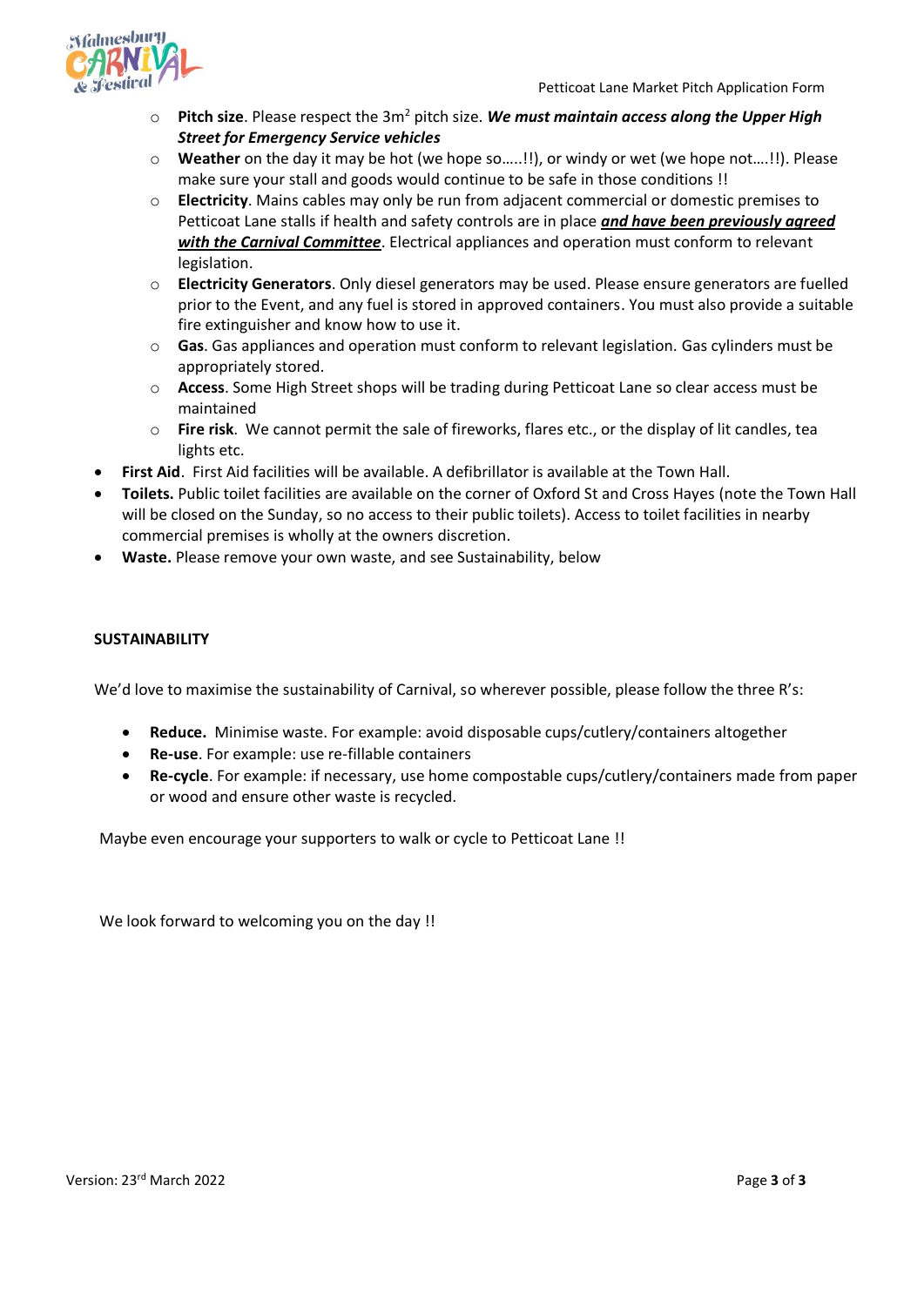- **Pitch size**. Please respect the 3m$^2$ pitch size. ***We must maintain access along the Upper High Street for Emergency Service vehicles***
- **Weather** on the day it may be hot (we hope so…..!!), or windy or wet (we hope not….!!). Please make sure your stall and goods would continue to be safe in those conditions !!
- **Electricity**. Mains cables may only be run from adjacent commercial or domestic premises to Petticoat Lane stalls if health and safety controls are in place ***and have been previously agreed with the Carnival Committee***. Electrical appliances and operation must conform to relevant legislation.
- **Electricity Generators**. Only diesel generators may be used. Please ensure generators are fuelled prior to the Event, and any fuel is stored in approved containers. You must also provide a suitable fire extinguisher and know how to use it.
- **Gas**. Gas appliances and operation must conform to relevant legislation. Gas cylinders must be appropriately stored.
- **Access**. Some High Street shops will be trading during Petticoat Lane so clear access must be maintained
- **Fire risk**. We cannot permit the sale of fireworks, flares etc., or the display of lit candles, tea lights etc.

- **First Aid**. First Aid facilities will be available. A defibrillator is available at the Town Hall.
- **Toilets.** Public toilet facilities are available on the corner of Oxford St and Cross Hayes (note the Town Hall will be closed on the Sunday, so no access to their public toilets). Access to toilet facilities in nearby commercial premises is wholly at the owners discretion.
- **Waste.** Please remove your own waste, and see Sustainability, below

**SUSTAINABILITY**

We'd love to maximise the sustainability of Carnival, so wherever possible, please follow the three R's:

- **Reduce.** Minimise waste. For example: avoid disposable cups/cutlery/containers altogether
- **Re-use**. For example: use re-fillable containers
- **Re-cycle**. For example: if necessary, use home compostable cups/cutlery/containers made from paper or wood and ensure other waste is recycled.

Maybe even encourage your supporters to walk or cycle to Petticoat Lane !!

We look forward to welcoming you on the day !!

Version: 23rd March 2022